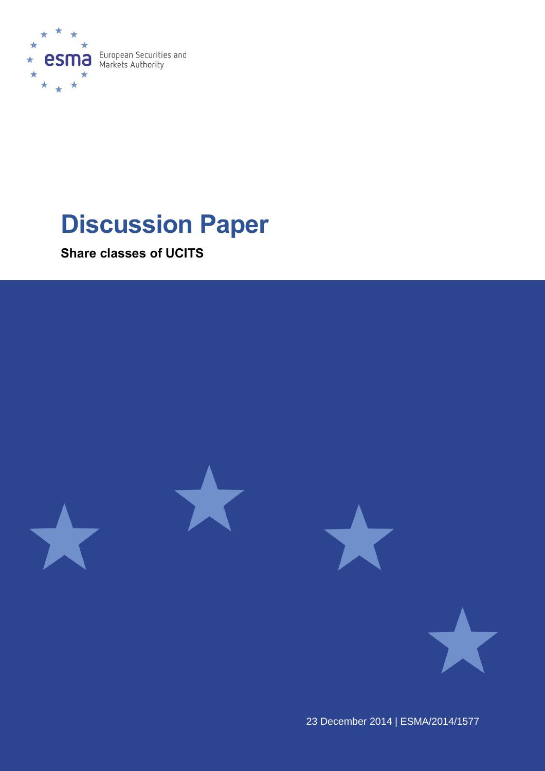European Securities and Markets Authority

# Discussion Paper

**Share classes of UCITS**

23 December 2014 | ESMA/2014/1577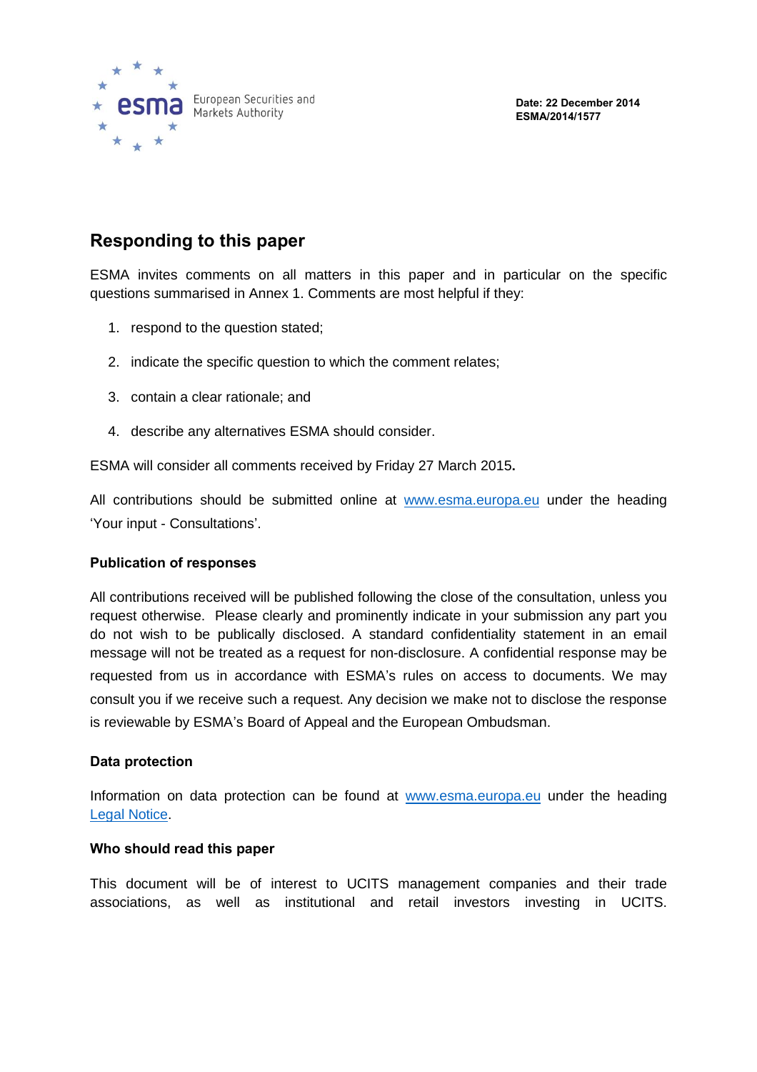Date: 22 December 2014
ESMA/2014/1577

## Responding to this paper

ESMA invites comments on all matters in this paper and in particular on the specific questions summarised in Annex 1. Comments are most helpful if they:

1. respond to the question stated;
2. indicate the specific question to which the comment relates;
3. contain a clear rationale; and
4. describe any alternatives ESMA should consider.

ESMA will consider all comments received by Friday 27 March 2015**.**

All contributions should be submitted online at www.esma.europa.eu under the heading 'Your input - Consultations'.

### Publication of responses

All contributions received will be published following the close of the consultation, unless you request otherwise. Please clearly and prominently indicate in your submission any part you do not wish to be publically disclosed. A standard confidentiality statement in an email message will not be treated as a request for non-disclosure. A confidential response may be requested from us in accordance with ESMA's rules on access to documents. We may consult you if we receive such a request. Any decision we make not to disclose the response is reviewable by ESMA's Board of Appeal and the European Ombudsman.

### Data protection

Information on data protection can be found at www.esma.europa.eu under the heading Legal Notice.

### Who should read this paper

This document will be of interest to UCITS management companies and their trade associations, as well as institutional and retail investors investing in UCITS.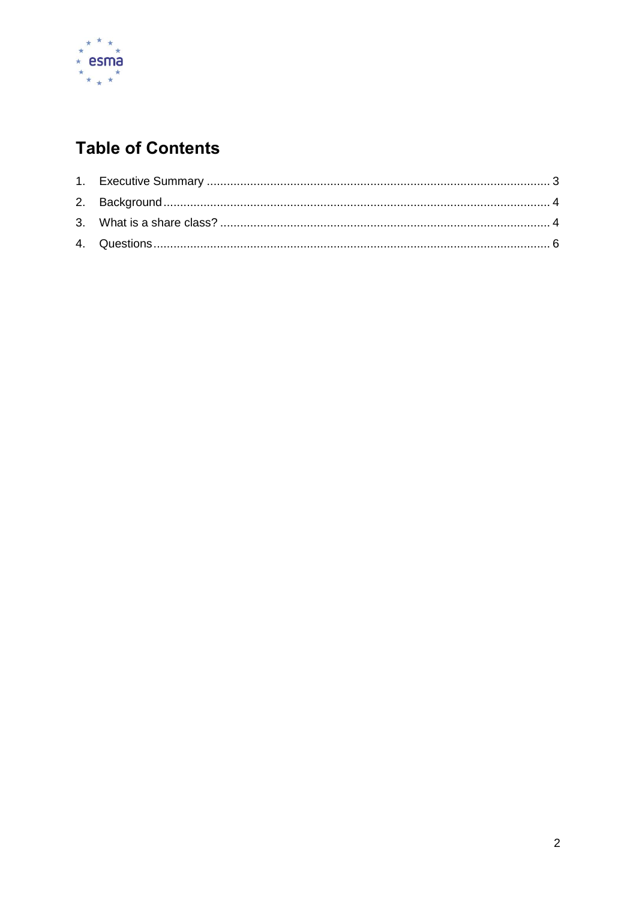# Table of Contents

1. Executive Summary ..................................................................................................... 3
2. Background .................................................................................................................. 4
3. What is a share class? ................................................................................................. 4
4. Questions ..................................................................................................................... 6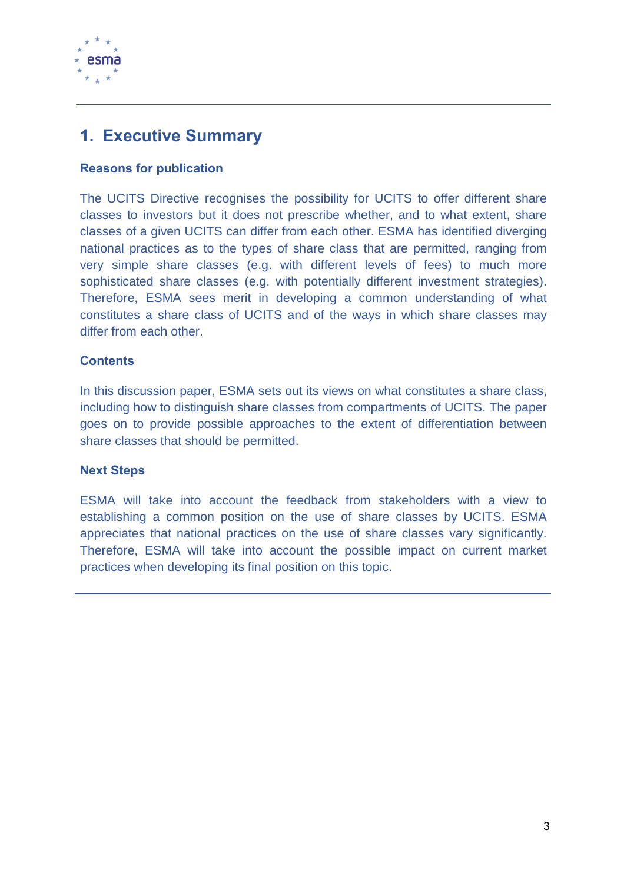# 1. Executive Summary

### Reasons for publication

The UCITS Directive recognises the possibility for UCITS to offer different share classes to investors but it does not prescribe whether, and to what extent, share classes of a given UCITS can differ from each other. ESMA has identified diverging national practices as to the types of share class that are permitted, ranging from very simple share classes (e.g. with different levels of fees) to much more sophisticated share classes (e.g. with potentially different investment strategies). Therefore, ESMA sees merit in developing a common understanding of what constitutes a share class of UCITS and of the ways in which share classes may differ from each other.

### Contents

In this discussion paper, ESMA sets out its views on what constitutes a share class, including how to distinguish share classes from compartments of UCITS. The paper goes on to provide possible approaches to the extent of differentiation between share classes that should be permitted.

### Next Steps

ESMA will take into account the feedback from stakeholders with a view to establishing a common position on the use of share classes by UCITS. ESMA appreciates that national practices on the use of share classes vary significantly. Therefore, ESMA will take into account the possible impact on current market practices when developing its final position on this topic.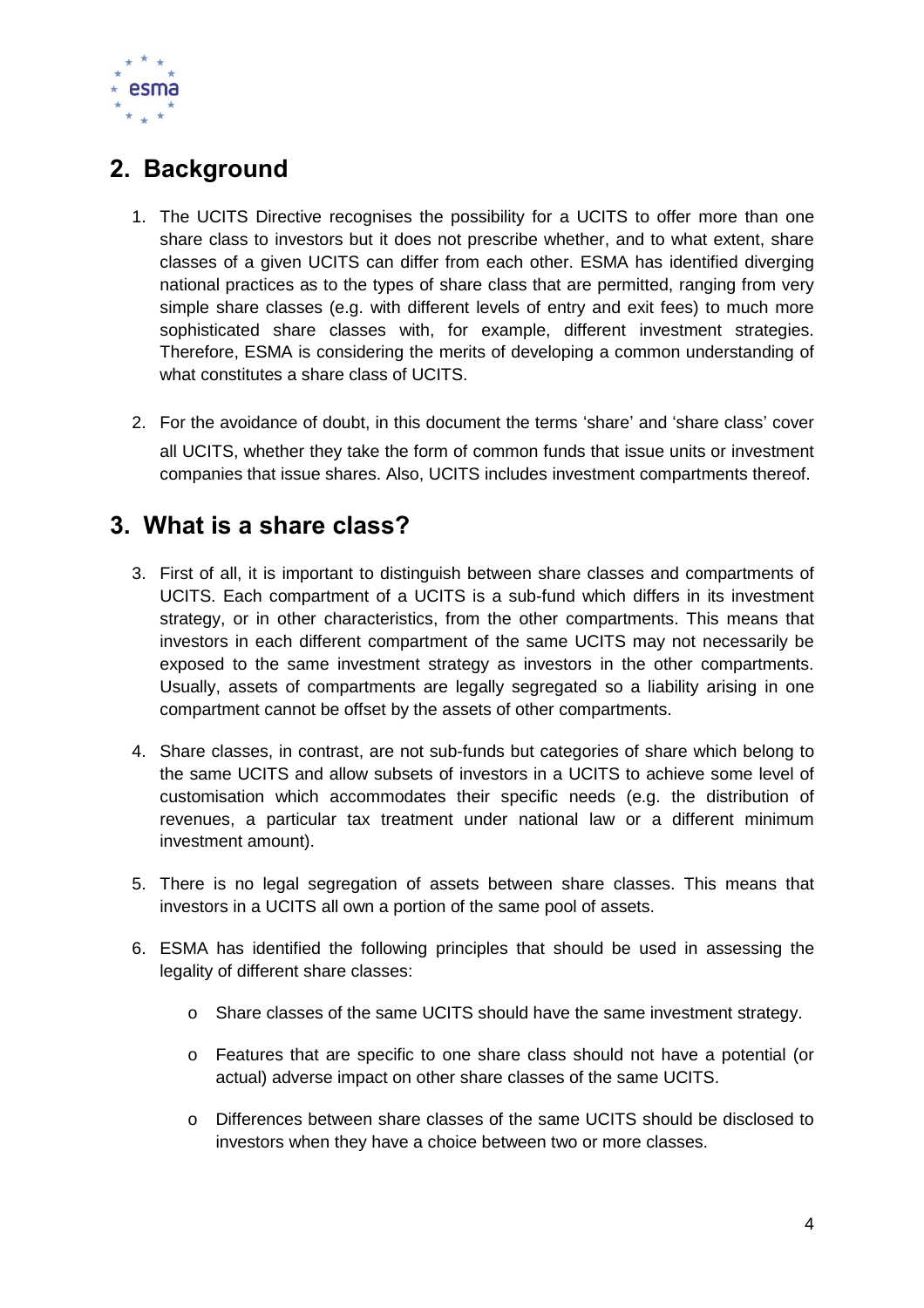## 2. Background

1. The UCITS Directive recognises the possibility for a UCITS to offer more than one share class to investors but it does not prescribe whether, and to what extent, share classes of a given UCITS can differ from each other. ESMA has identified diverging national practices as to the types of share class that are permitted, ranging from very simple share classes (e.g. with different levels of entry and exit fees) to much more sophisticated share classes with, for example, different investment strategies. Therefore, ESMA is considering the merits of developing a common understanding of what constitutes a share class of UCITS.

2. For the avoidance of doubt, in this document the terms 'share' and 'share class' cover all UCITS, whether they take the form of common funds that issue units or investment companies that issue shares. Also, UCITS includes investment compartments thereof.

## 3. What is a share class?

3. First of all, it is important to distinguish between share classes and compartments of UCITS. Each compartment of a UCITS is a sub-fund which differs in its investment strategy, or in other characteristics, from the other compartments. This means that investors in each different compartment of the same UCITS may not necessarily be exposed to the same investment strategy as investors in the other compartments. Usually, assets of compartments are legally segregated so a liability arising in one compartment cannot be offset by the assets of other compartments.

4. Share classes, in contrast, are not sub-funds but categories of share which belong to the same UCITS and allow subsets of investors in a UCITS to achieve some level of customisation which accommodates their specific needs (e.g. the distribution of revenues, a particular tax treatment under national law or a different minimum investment amount).

5. There is no legal segregation of assets between share classes. This means that investors in a UCITS all own a portion of the same pool of assets.

6. ESMA has identified the following principles that should be used in assessing the legality of different share classes:

   - Share classes of the same UCITS should have the same investment strategy.
   - Features that are specific to one share class should not have a potential (or actual) adverse impact on other share classes of the same UCITS.
   - Differences between share classes of the same UCITS should be disclosed to investors when they have a choice between two or more classes.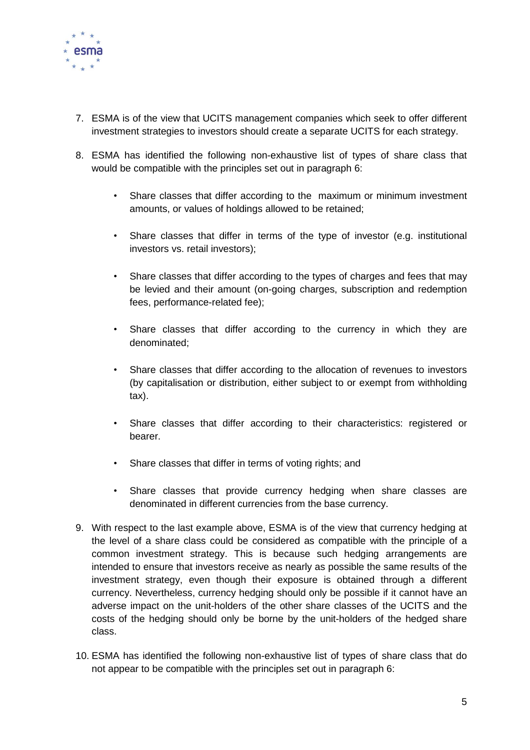7. ESMA is of the view that UCITS management companies which seek to offer different investment strategies to investors should create a separate UCITS for each strategy.

8. ESMA has identified the following non-exhaustive list of types of share class that would be compatible with the principles set out in paragraph 6:

   - Share classes that differ according to the maximum or minimum investment amounts, or values of holdings allowed to be retained;
   - Share classes that differ in terms of the type of investor (e.g. institutional investors vs. retail investors);
   - Share classes that differ according to the types of charges and fees that may be levied and their amount (on-going charges, subscription and redemption fees, performance-related fee);
   - Share classes that differ according to the currency in which they are denominated;
   - Share classes that differ according to the allocation of revenues to investors (by capitalisation or distribution, either subject to or exempt from withholding tax).
   - Share classes that differ according to their characteristics: registered or bearer.
   - Share classes that differ in terms of voting rights; and
   - Share classes that provide currency hedging when share classes are denominated in different currencies from the base currency.

9. With respect to the last example above, ESMA is of the view that currency hedging at the level of a share class could be considered as compatible with the principle of a common investment strategy. This is because such hedging arrangements are intended to ensure that investors receive as nearly as possible the same results of the investment strategy, even though their exposure is obtained through a different currency. Nevertheless, currency hedging should only be possible if it cannot have an adverse impact on the unit-holders of the other share classes of the UCITS and the costs of the hedging should only be borne by the unit-holders of the hedged share class.

10. ESMA has identified the following non-exhaustive list of types of share class that do not appear to be compatible with the principles set out in paragraph 6: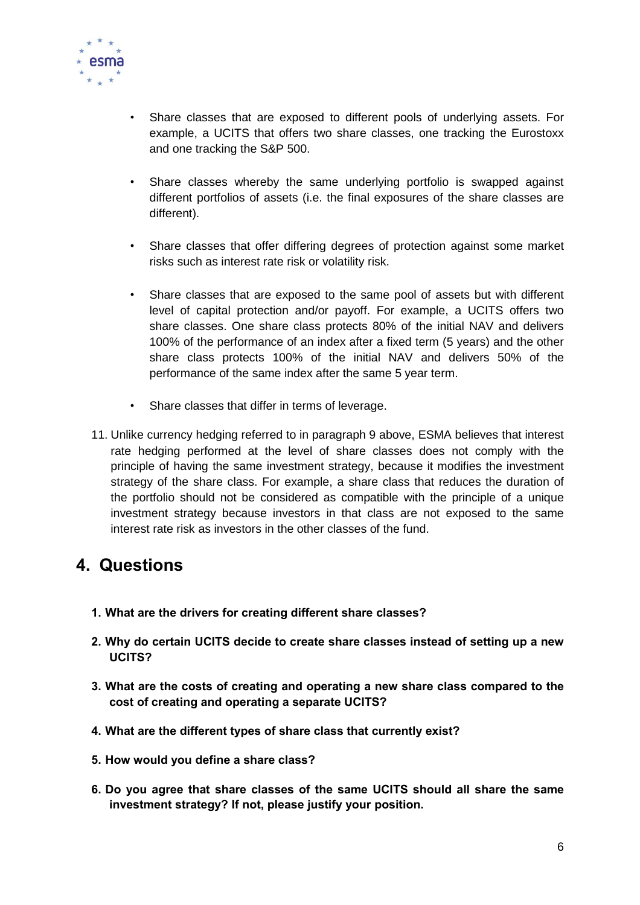- Share classes that are exposed to different pools of underlying assets. For example, a UCITS that offers two share classes, one tracking the Eurostoxx and one tracking the S&P 500.

- Share classes whereby the same underlying portfolio is swapped against different portfolios of assets (i.e. the final exposures of the share classes are different).

- Share classes that offer differing degrees of protection against some market risks such as interest rate risk or volatility risk.

- Share classes that are exposed to the same pool of assets but with different level of capital protection and/or payoff. For example, a UCITS offers two share classes. One share class protects 80% of the initial NAV and delivers 100% of the performance of an index after a fixed term (5 years) and the other share class protects 100% of the initial NAV and delivers 50% of the performance of the same index after the same 5 year term.

- Share classes that differ in terms of leverage.

11. Unlike currency hedging referred to in paragraph 9 above, ESMA believes that interest rate hedging performed at the level of share classes does not comply with the principle of having the same investment strategy, because it modifies the investment strategy of the share class. For example, a share class that reduces the duration of the portfolio should not be considered as compatible with the principle of a unique investment strategy because investors in that class are not exposed to the same interest rate risk as investors in the other classes of the fund.

## 4. Questions

**1. What are the drivers for creating different share classes?**

**2. Why do certain UCITS decide to create share classes instead of setting up a new UCITS?**

**3. What are the costs of creating and operating a new share class compared to the cost of creating and operating a separate UCITS?**

**4. What are the different types of share class that currently exist?**

**5. How would you define a share class?**

**6. Do you agree that share classes of the same UCITS should all share the same investment strategy? If not, please justify your position.**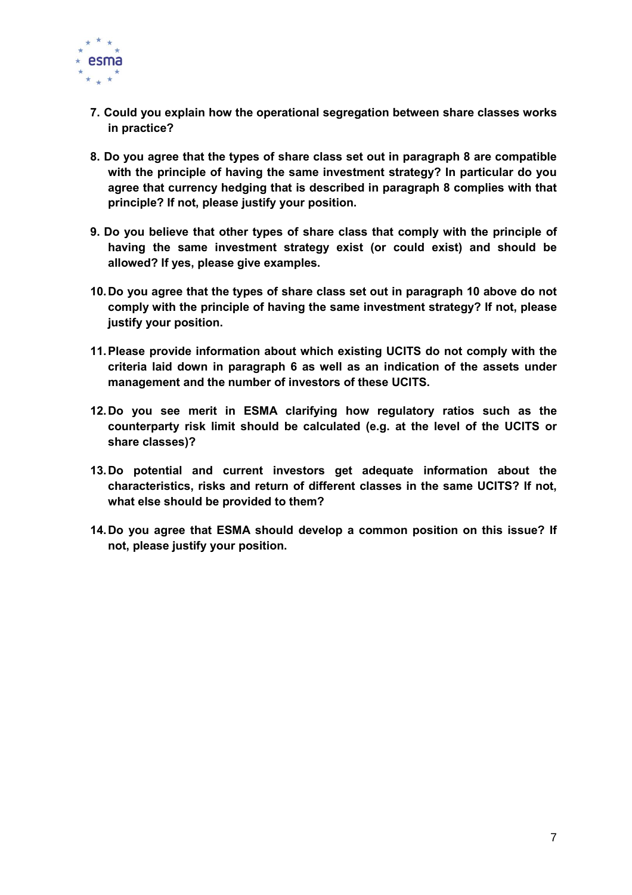7. **Could you explain how the operational segregation between share classes works in practice?**

8. **Do you agree that the types of share class set out in paragraph 8 are compatible with the principle of having the same investment strategy? In particular do you agree that currency hedging that is described in paragraph 8 complies with that principle? If not, please justify your position.**

9. **Do you believe that other types of share class that comply with the principle of having the same investment strategy exist (or could exist) and should be allowed? If yes, please give examples.**

10. **Do you agree that the types of share class set out in paragraph 10 above do not comply with the principle of having the same investment strategy? If not, please justify your position.**

11. **Please provide information about which existing UCITS do not comply with the criteria laid down in paragraph 6 as well as an indication of the assets under management and the number of investors of these UCITS.**

12. **Do you see merit in ESMA clarifying how regulatory ratios such as the counterparty risk limit should be calculated (e.g. at the level of the UCITS or share classes)?**

13. **Do potential and current investors get adequate information about the characteristics, risks and return of different classes in the same UCITS? If not, what else should be provided to them?**

14. **Do you agree that ESMA should develop a common position on this issue? If not, please justify your position.**